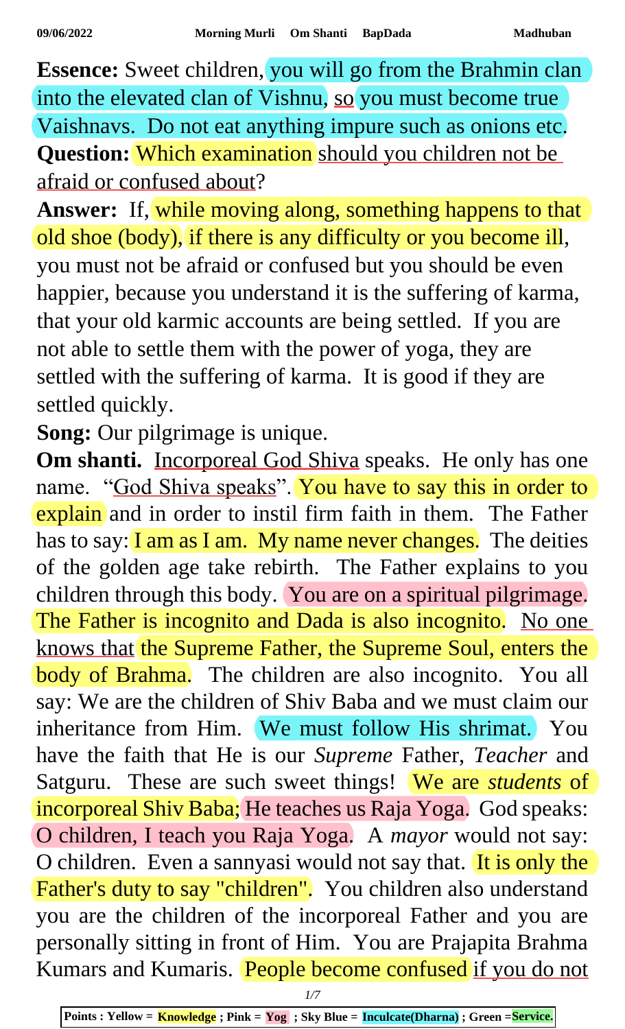**Essence:** Sweet children, you will go from the Brahmin clan into the elevated clan of Vishnu, so you must become true Vaishnavs. Do not eat anything impure such as onions etc.

**Question:** Which examination should you children not be afraid or confused about?

**Answer:** If, while moving along, something happens to that old shoe (body), if there is any difficulty or you become ill, you must not be afraid or confused but you should be even happier, because you understand it is the suffering of karma, that your old karmic accounts are being settled. If you are not able to settle them with the power of yoga, they are settled with the suffering of karma. It is good if they are settled quickly.

**Song:** Our pilgrimage is unique.

**Om shanti.** Incorporeal God Shiva speaks. He only has one name. "God Shiva speaks". You have to say this in order to explain and in order to instil firm faith in them. The Father has to say: I am as I am. My name never changes. The deities of the golden age take rebirth. The Father explains to you children through this body. You are on a spiritual pilgrimage. The Father is incognito and Dada is also incognito. No one knows that the Supreme Father, the Supreme Soul, enters the body of Brahma. The children are also incognito. You all say: We are the children of Shiv Baba and we must claim our inheritance from Him. We must follow His shrimat. You have the faith that He is our *Supreme* Father, *Teacher* and Satguru. These are such sweet things! We are *students* of incorporeal Shiv Baba; He teaches us Raja Yoga. God speaks: O children, I teach you Raja Yoga. A *mayor* would not say: O children. Even a sannyasi would not say that. It is only the Father's duty to say "children". You children also understand you are the children of the incorporeal Father and you are personally sitting in front of Him. You are Prajapita Brahma Kumars and Kumaris. People become confused if you do not

Points : Yellow = Knowledge ; Pink = Yog ; Sky Blue = Inculcate(Dharna) ; Green =Service.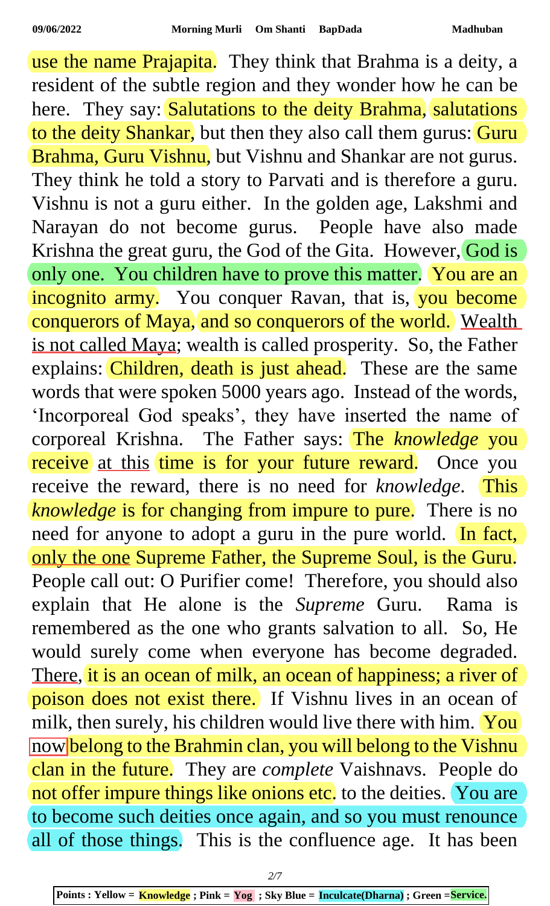use the name Prajapita. They think that Brahma is a deity, a resident of the subtle region and they wonder how he can be here. They say: Salutations to the deity Brahma, salutations to the deity Shankar, but then they also call them gurus: Guru Brahma, Guru Vishnu, but Vishnu and Shankar are not gurus. They think he told a story to Parvati and is therefore a guru. Vishnu is not a guru either. In the golden age, Lakshmi and Narayan do not become gurus. People have also made Krishna the great guru, the God of the Gita. However, God is only one. You children have to prove this matter. You are an incognito army. You conquer Ravan, that is, you become conquerors of Maya, and so conquerors of the world. Wealth is not called Maya; wealth is called prosperity. So, the Father explains: Children, death is just ahead. These are the same words that were spoken 5000 years ago. Instead of the words, 'Incorporeal God speaks', they have inserted the name of corporeal Krishna. The Father says: The *knowledge* you receive at this time is for your future reward. Once you receive the reward, there is no need for *knowledge*. This *knowledge* is for changing from impure to pure. There is no need for anyone to adopt a guru in the pure world. In fact, only the one Supreme Father, the Supreme Soul, is the Guru. People call out: O Purifier come! Therefore, you should also explain that He alone is the *Supreme* Guru. Rama is remembered as the one who grants salvation to all. So, He would surely come when everyone has become degraded. There, it is an ocean of milk, an ocean of happiness; a river of poison does not exist there. If Vishnu lives in an ocean of milk, then surely, his children would live there with him. You now belong to the Brahmin clan, you will belong to the Vishnu clan in the future. They are *complete* Vaishnavs. People do not offer impure things like onions etc. to the deities. You are to become such deities once again, and so you must renounce all of those things. This is the confluence age. It has been

Points : Yellow = Knowledge ; Pink = Yog ; Sky Blue = Inculcate(Dharna) ; Green =Service.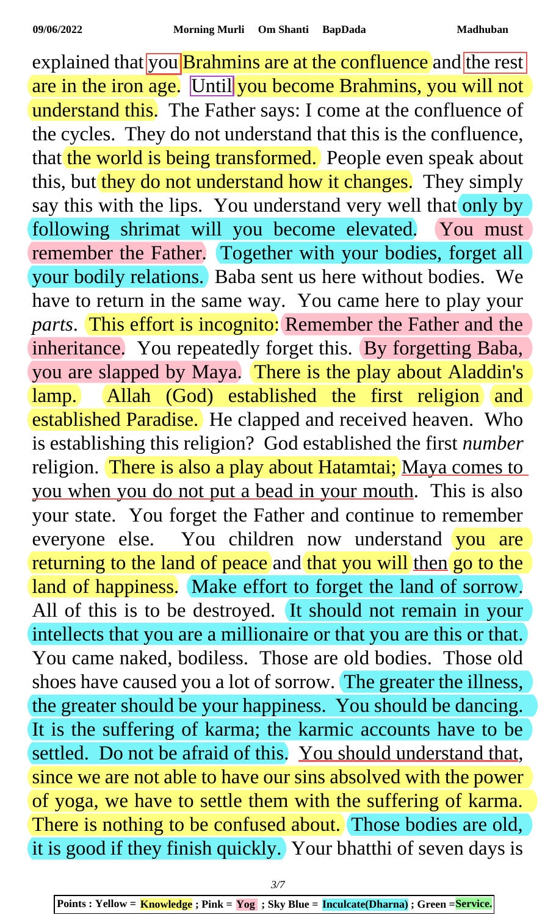explained that you Brahmins are at the confluence and the rest are in the iron age. Until you become Brahmins, you will not understand this. The Father says: I come at the confluence of the cycles. They do not understand that this is the confluence, that the world is being transformed. People even speak about this, but they do not understand how it changes. They simply say this with the lips. You understand very well that only by following shrimat will you become elevated. You must remember the Father. Together with your bodies, forget all your bodily relations. Baba sent us here without bodies. We have to return in the same way. You came here to play your *parts*. This effort is incognito: Remember the Father and the inheritance. You repeatedly forget this. By forgetting Baba, you are slapped by Maya. There is the play about Aladdin's lamp. Allah (God) established the first religion and established Paradise. He clapped and received heaven. Who is establishing this religion? God established the first *number* religion. There is also a play about Hatamtai; Maya comes to you when you do not put a bead in your mouth. This is also your state. You forget the Father and continue to remember everyone else. You children now understand you are returning to the land of peace and that you will then go to the land of happiness. Make effort to forget the land of sorrow. All of this is to be destroyed. It should not remain in your intellects that you are a millionaire or that you are this or that. You came naked, bodiless. Those are old bodies. Those old shoes have caused you a lot of sorrow. The greater the illness, the greater should be your happiness. You should be dancing. It is the suffering of karma; the karmic accounts have to be settled. Do not be afraid of this. You should understand that, since we are not able to have our sins absolved with the power of yoga, we have to settle them with the suffering of karma. There is nothing to be confused about. Those bodies are old, it is good if they finish quickly. Your bhatthi of seven days is

Points : Yellow = Knowledge ; Pink = Yog ; Sky Blue = Inculcate(Dharna) ; Green =Service.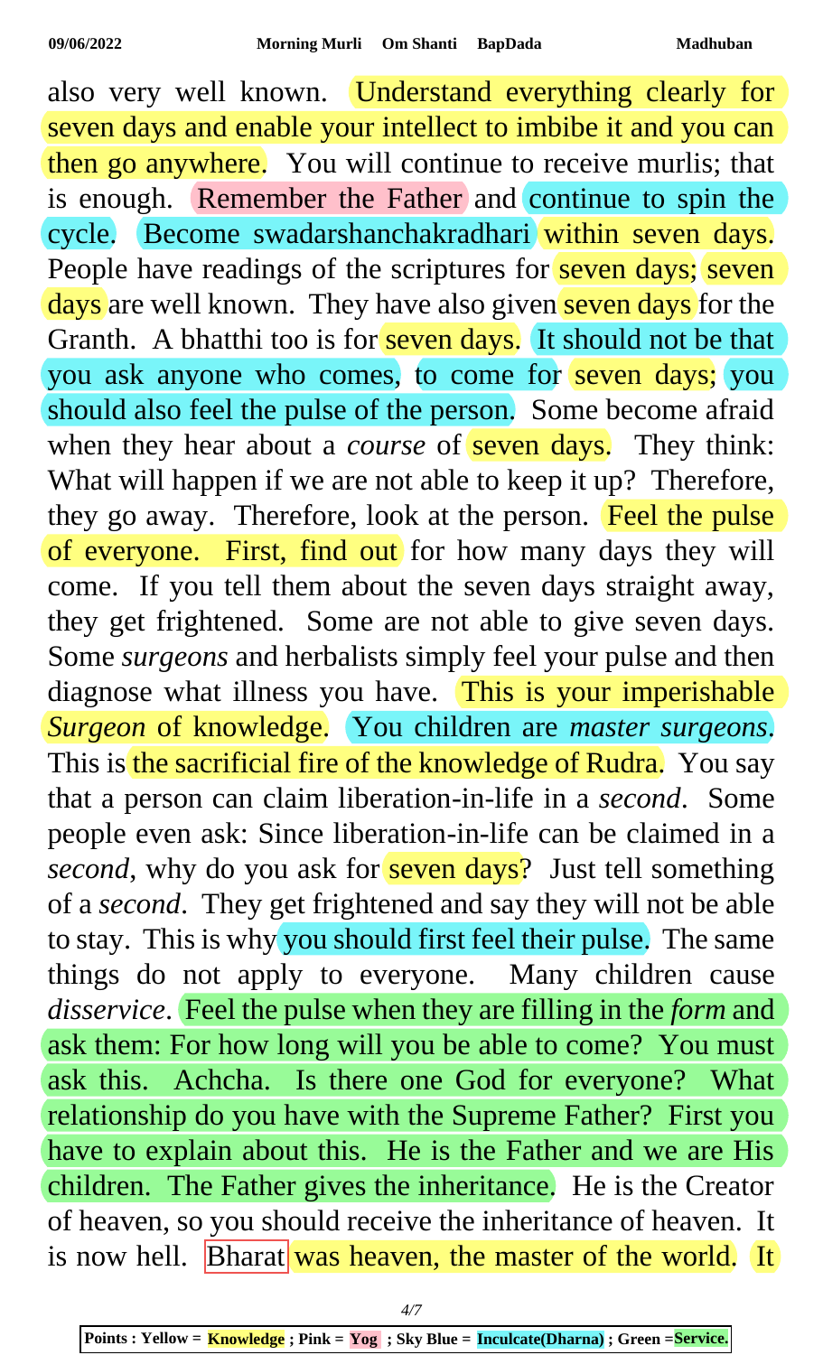also very well known. Understand everything clearly for seven days and enable your intellect to imbibe it and you can then go anywhere. You will continue to receive murlis; that is enough. Remember the Father and continue to spin the cycle. Become swadarshanchakradhari within seven days. People have readings of the scriptures for seven days; seven days are well known. They have also given seven days for the Granth. A bhatthi too is for seven days. It should not be that you ask anyone who comes, to come for seven days; you should also feel the pulse of the person. Some become afraid when they hear about a *course* of seven days. They think: What will happen if we are not able to keep it up? Therefore, they go away. Therefore, look at the person. Feel the pulse of everyone. First, find out for how many days they will come. If you tell them about the seven days straight away, they get frightened. Some are not able to give seven days. Some *surgeons* and herbalists simply feel your pulse and then diagnose what illness you have. This is your imperishable *Surgeon* of knowledge. You children are *master surgeons*. This is the sacrificial fire of the knowledge of Rudra. You say that a person can claim liberation-in-life in a *second*. Some people even ask: Since liberation-in-life can be claimed in a *second*, why do you ask for seven days? Just tell something of a *second*. They get frightened and say they will not be able to stay. This is why you should first feel their pulse. The same things do not apply to everyone. Many children cause *disservice*. Feel the pulse when they are filling in the *form* and ask them: For how long will you be able to come? You must ask this. Achcha. Is there one God for everyone? What relationship do you have with the Supreme Father? First you have to explain about this. He is the Father and we are His children. The Father gives the inheritance. He is the Creator of heaven, so you should receive the inheritance of heaven. It is now hell. Bharat was heaven, the master of the world. It

Points : Yellow = Knowledge ; Pink = Yog ; Sky Blue = Inculcate(Dharna) ; Green =Service.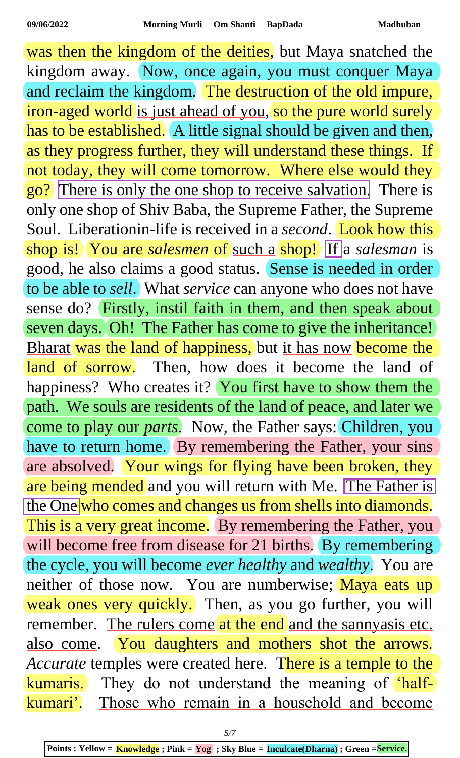was then the kingdom of the deities, but Maya snatched the kingdom away. Now, once again, you must conquer Maya and reclaim the kingdom. The destruction of the old impure, iron-aged world is just ahead of you, so the pure world surely has to be established. A little signal should be given and then, as they progress further, they will understand these things. If not today, they will come tomorrow. Where else would they go? There is only the one shop to receive salvation. There is only one shop of Shiv Baba, the Supreme Father, the Supreme Soul. Liberationin-life is received in a *second*. Look how this shop is! You are *salesmen* of such a shop! If a *salesman* is good, he also claims a good status. Sense is needed in order to be able to *sell*. What *service* can anyone who does not have sense do? Firstly, instil faith in them, and then speak about seven days. Oh! The Father has come to give the inheritance! Bharat was the land of happiness, but it has now become the land of sorrow. Then, how does it become the land of happiness? Who creates it? You first have to show them the path. We souls are residents of the land of peace, and later we come to play our *parts*. Now, the Father says: Children, you have to return home. By remembering the Father, your sins are absolved. Your wings for flying have been broken, they are being mended and you will return with Me. The Father is the One who comes and changes us from shells into diamonds. This is a very great income. By remembering the Father, you will become free from disease for 21 births. By remembering the cycle, you will become *ever healthy* and *wealthy*. You are neither of those now. You are numberwise; Maya eats up weak ones very quickly. Then, as you go further, you will remember. The rulers come at the end and the sannyasis etc. also come. You daughters and mothers shot the arrows. *Accurate* temples were created here. There is a temple to the kumaris. They do not understand the meaning of 'half-kumari'. Those who remain in a household and become

Points : Yellow = **Knowledge** ; Pink = **Yog** ; Sky Blue = **Inculcate(Dharna)** ; Green =**Service.**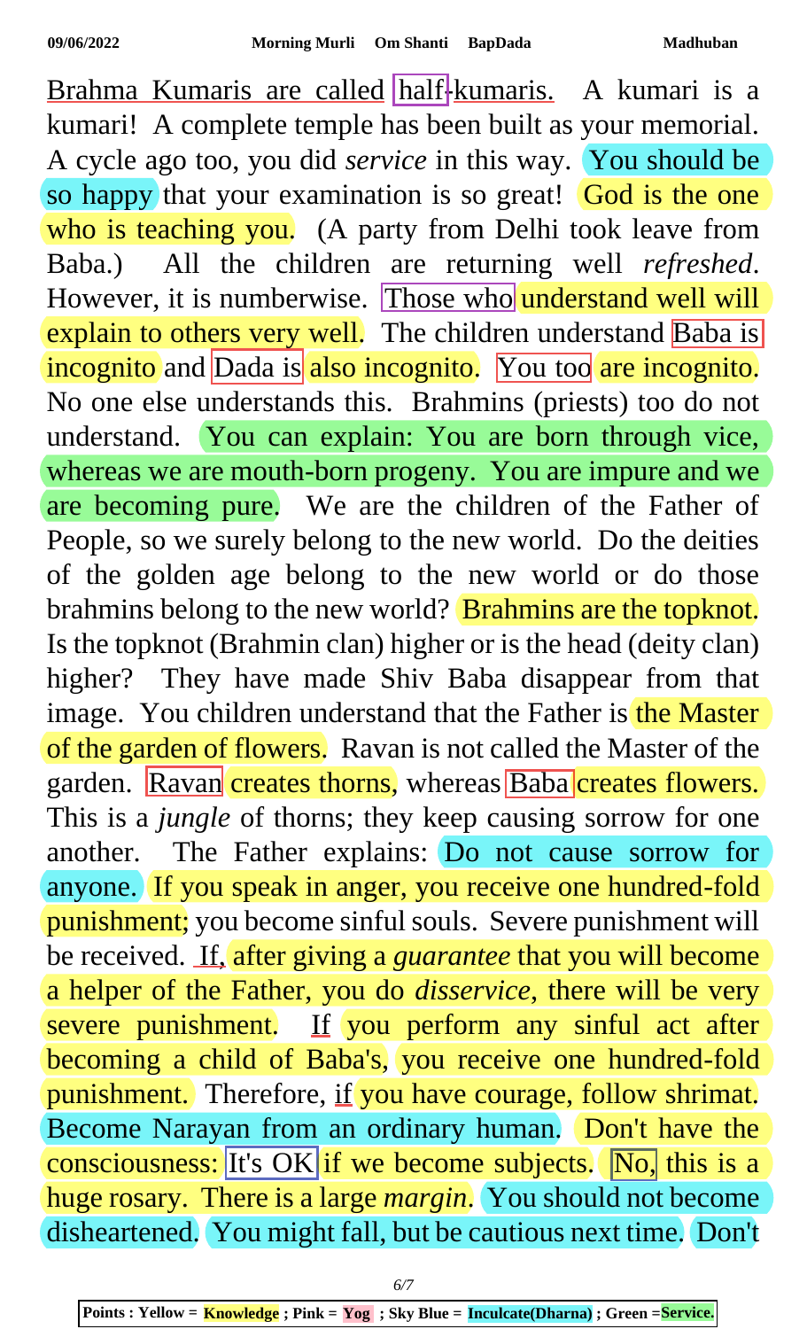Brahma Kumaris are called half-kumaris. A kumari is a kumari! A complete temple has been built as your memorial. A cycle ago too, you did *service* in this way. You should be so happy that your examination is so great! God is the one who is teaching you. (A party from Delhi took leave from Baba.) All the children are returning well *refreshed*. However, it is numberwise. Those who understand well will explain to others very well. The children understand Baba is incognito and Dada is also incognito. You too are incognito. No one else understands this. Brahmins (priests) too do not understand. You can explain: You are born through vice, whereas we are mouth-born progeny. You are impure and we are becoming pure. We are the children of the Father of People, so we surely belong to the new world. Do the deities of the golden age belong to the new world or do those brahmins belong to the new world? Brahmins are the topknot. Is the topknot (Brahmin clan) higher or is the head (deity clan) higher? They have made Shiv Baba disappear from that image. You children understand that the Father is the Master of the garden of flowers. Ravan is not called the Master of the garden. Ravan creates thorns, whereas Baba creates flowers. This is a *jungle* of thorns; they keep causing sorrow for one another. The Father explains: Do not cause sorrow for anyone. If you speak in anger, you receive one hundred-fold punishment; you become sinful souls. Severe punishment will be received. If, after giving a *guarantee* that you will become a helper of the Father, you do *disservice*, there will be very severe punishment. If you perform any sinful act after becoming a child of Baba's, you receive one hundred-fold punishment. Therefore, if you have courage, follow shrimat. Become Narayan from an ordinary human. Don't have the consciousness: It's OK if we become subjects. No, this is a huge rosary. There is a large *margin*. You should not become disheartened. You might fall, but be cautious next time. Don't

Points : Yellow = **Knowledge** ; Pink = **Yog** ; Sky Blue = **Inculcate(Dharna)** ; Green = **Service.**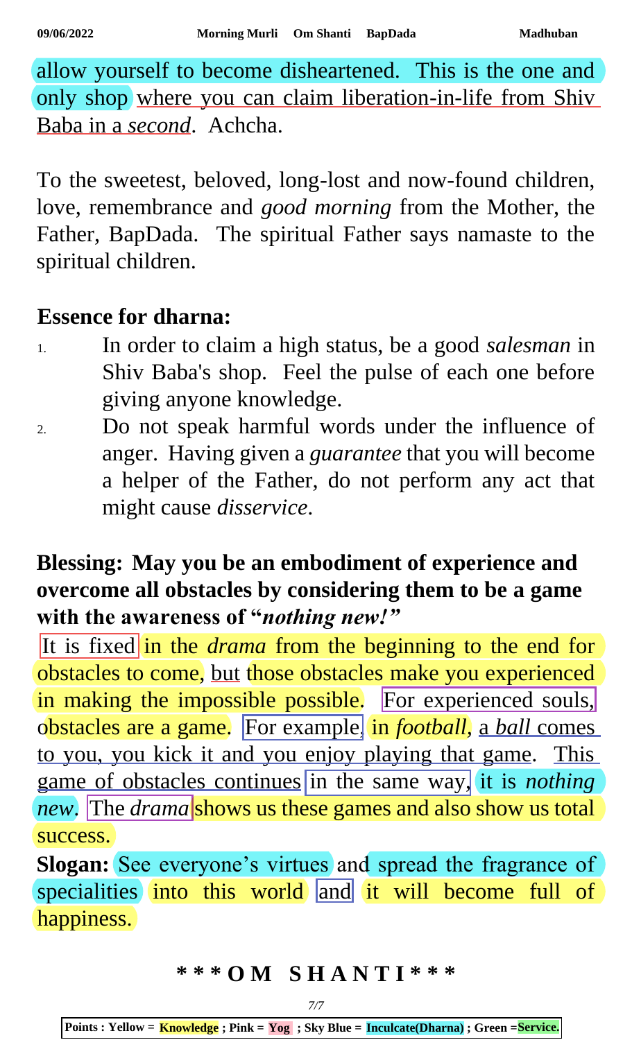allow yourself to become disheartened. This is the one and only shop where you can claim liberation-in-life from Shiv Baba in a *second*. Achcha.

To the sweetest, beloved, long-lost and now-found children, love, remembrance and *good morning* from the Mother, the Father, BapDada. The spiritual Father says namaste to the spiritual children.

**Essence for dharna:**

1. In order to claim a high status, be a good *salesman* in Shiv Baba's shop. Feel the pulse of each one before giving anyone knowledge.
2. Do not speak harmful words under the influence of anger. Having given a *guarantee* that you will become a helper of the Father, do not perform any act that might cause *disservice*.

**Blessing: May you be an embodiment of experience and overcome all obstacles by considering them to be a game with the awareness of "*nothing new!*"**

It is fixed in the *drama* from the beginning to the end for obstacles to come, but those obstacles make you experienced in making the impossible possible. For experienced souls, obstacles are a game. For example, in *football*, a *ball* comes to you, you kick it and you enjoy playing that game. This game of obstacles continues in the same way, it is *nothing new*. The *drama* shows us these games and also show us total success.

**Slogan:** See everyone's virtues and spread the fragrance of specialities into this world and it will become full of happiness.

**\* \* \* O M S H A N T I \* \* \***

**Points : Yellow = Knowledge ; Pink = Yog ; Sky Blue = Inculcate(Dharna) ; Green = Service.**